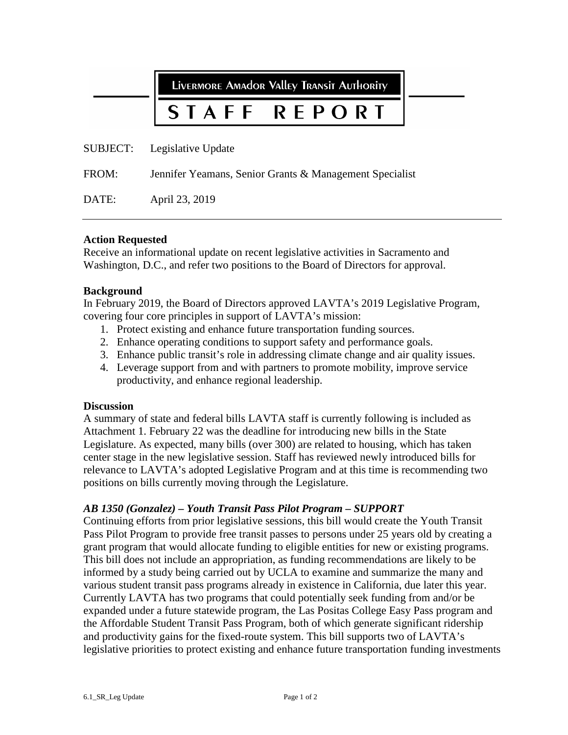# Livermore Amador Valley Transit Authority

# STAFF REPORT

SUBJECT: Legislative Update

FROM: Jennifer Yeamans, Senior Grants & Management Specialist

DATE: April 23, 2019

---

**Action Requested**
Receive an informational update on recent legislative activities in Sacramento and Washington, D.C., and refer two positions to the Board of Directors for approval.

**Background**
In February 2019, the Board of Directors approved LAVTA's 2019 Legislative Program, covering four core principles in support of LAVTA's mission:

1. Protect existing and enhance future transportation funding sources.
2. Enhance operating conditions to support safety and performance goals.
3. Enhance public transit's role in addressing climate change and air quality issues.
4. Leverage support from and with partners to promote mobility, improve service productivity, and enhance regional leadership.

**Discussion**
A summary of state and federal bills LAVTA staff is currently following is included as Attachment 1. February 22 was the deadline for introducing new bills in the State Legislature. As expected, many bills (over 300) are related to housing, which has taken center stage in the new legislative session. Staff has reviewed newly introduced bills for relevance to LAVTA's adopted Legislative Program and at this time is recommending two positions on bills currently moving through the Legislature.

***AB 1350 (Gonzalez) – Youth Transit Pass Pilot Program – SUPPORT***
Continuing efforts from prior legislative sessions, this bill would create the Youth Transit Pass Pilot Program to provide free transit passes to persons under 25 years old by creating a grant program that would allocate funding to eligible entities for new or existing programs. This bill does not include an appropriation, as funding recommendations are likely to be informed by a study being carried out by UCLA to examine and summarize the many and various student transit pass programs already in existence in California, due later this year. Currently LAVTA has two programs that could potentially seek funding from and/or be expanded under a future statewide program, the Las Positas College Easy Pass program and the Affordable Student Transit Pass Program, both of which generate significant ridership and productivity gains for the fixed-route system. This bill supports two of LAVTA's legislative priorities to protect existing and enhance future transportation funding investments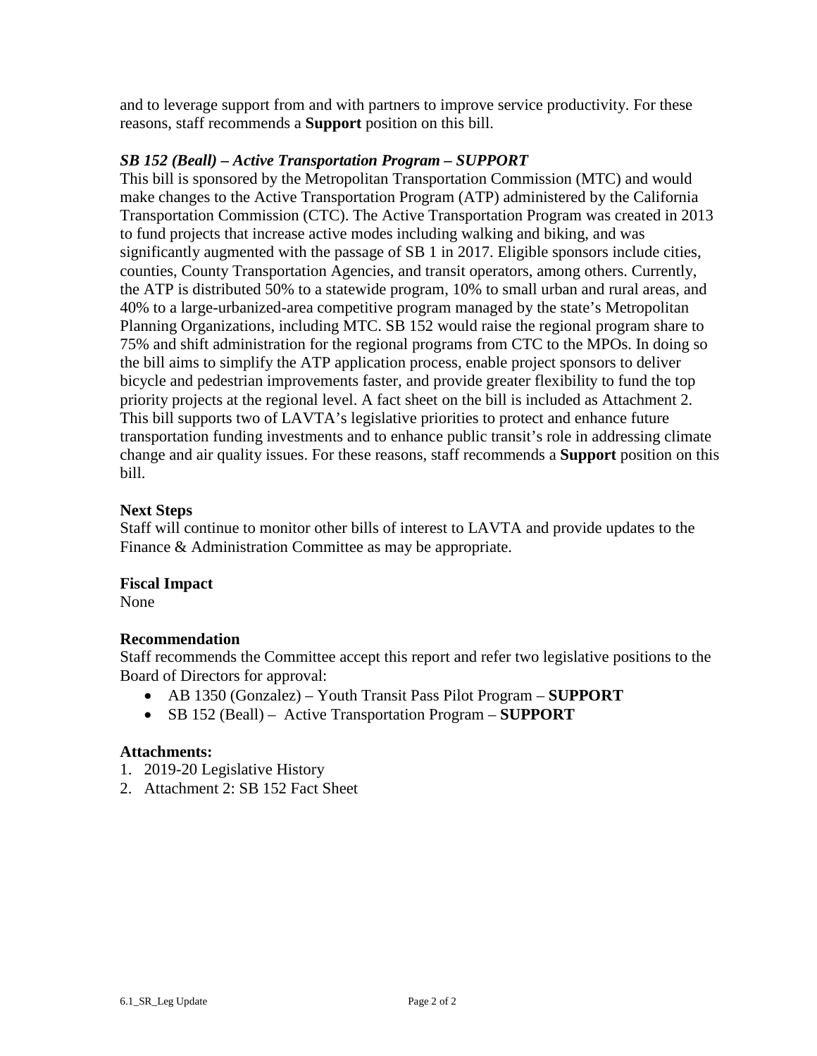and to leverage support from and with partners to improve service productivity. For these reasons, staff recommends a **Support** position on this bill.

***SB 152 (Beall) – Active Transportation Program – SUPPORT***

This bill is sponsored by the Metropolitan Transportation Commission (MTC) and would make changes to the Active Transportation Program (ATP) administered by the California Transportation Commission (CTC). The Active Transportation Program was created in 2013 to fund projects that increase active modes including walking and biking, and was significantly augmented with the passage of SB 1 in 2017. Eligible sponsors include cities, counties, County Transportation Agencies, and transit operators, among others. Currently, the ATP is distributed 50% to a statewide program, 10% to small urban and rural areas, and 40% to a large-urbanized-area competitive program managed by the state's Metropolitan Planning Organizations, including MTC. SB 152 would raise the regional program share to 75% and shift administration for the regional programs from CTC to the MPOs. In doing so the bill aims to simplify the ATP application process, enable project sponsors to deliver bicycle and pedestrian improvements faster, and provide greater flexibility to fund the top priority projects at the regional level. A fact sheet on the bill is included as Attachment 2. This bill supports two of LAVTA's legislative priorities to protect and enhance future transportation funding investments and to enhance public transit's role in addressing climate change and air quality issues. For these reasons, staff recommends a **Support** position on this bill.

**Next Steps**

Staff will continue to monitor other bills of interest to LAVTA and provide updates to the Finance & Administration Committee as may be appropriate.

**Fiscal Impact**

None

**Recommendation**

Staff recommends the Committee accept this report and refer two legislative positions to the Board of Directors for approval:

- AB 1350 (Gonzalez) – Youth Transit Pass Pilot Program – **SUPPORT**
- SB 152 (Beall) – Active Transportation Program – **SUPPORT**

**Attachments:**

1. 2019-20 Legislative History
2. Attachment 2: SB 152 Fact Sheet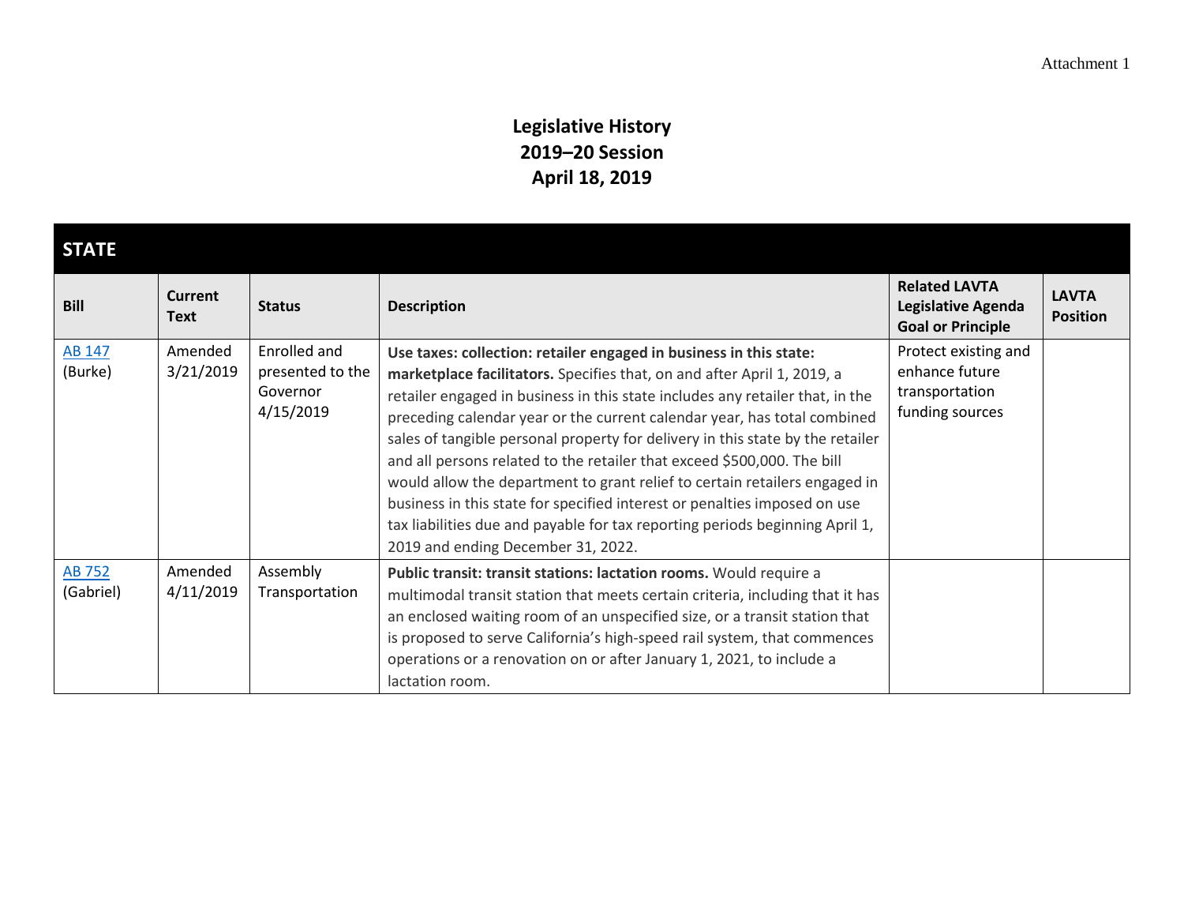# Legislative History
## 2019–20 Session
## April 18, 2019

**STATE**

| Bill | Current Text | Status | Description | Related LAVTA Legislative Agenda Goal or Principle | LAVTA Position |
|---|---|---|---|---|---|
| AB 147 (Burke) | Amended 3/21/2019 | Enrolled and presented to the Governor 4/15/2019 | **Use taxes: collection: retailer engaged in business in this state: marketplace facilitators.** Specifies that, on and after April 1, 2019, a retailer engaged in business in this state includes any retailer that, in the preceding calendar year or the current calendar year, has total combined sales of tangible personal property for delivery in this state by the retailer and all persons related to the retailer that exceed $500,000. The bill would allow the department to grant relief to certain retailers engaged in business in this state for specified interest or penalties imposed on use tax liabilities due and payable for tax reporting periods beginning April 1, 2019 and ending December 31, 2022. | Protect existing and enhance future transportation funding sources | |
| AB 752 (Gabriel) | Amended 4/11/2019 | Assembly Transportation | **Public transit: transit stations: lactation rooms.** Would require a multimodal transit station that meets certain criteria, including that it has an enclosed waiting room of an unspecified size, or a transit station that is proposed to serve California's high-speed rail system, that commences operations or a renovation on or after January 1, 2021, to include a lactation room. | | |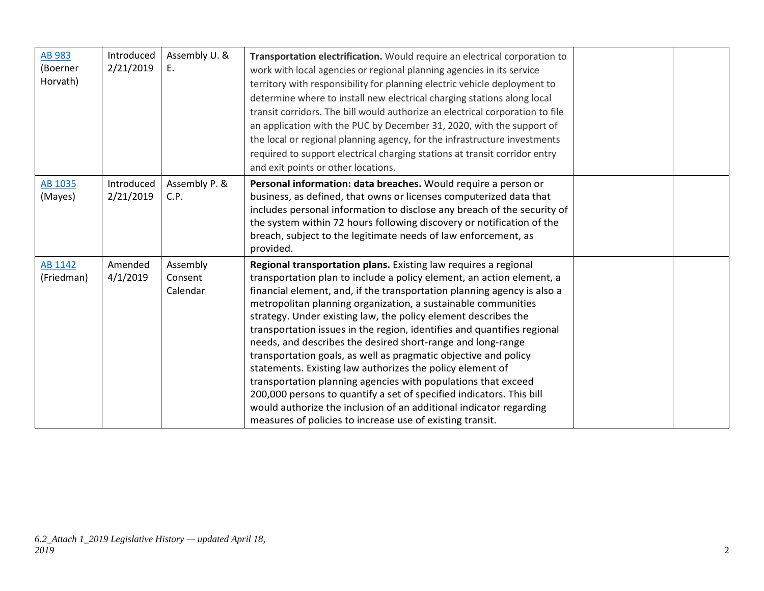| AB 983 (Boerner Horvath) | Introduced 2/21/2019 | Assembly U. & E. | **Transportation electrification.** Would require an electrical corporation to work with local agencies or regional planning agencies in its service territory with responsibility for planning electric vehicle deployment to determine where to install new electrical charging stations along local transit corridors. The bill would authorize an electrical corporation to file an application with the PUC by December 31, 2020, with the support of the local or regional planning agency, for the infrastructure investments required to support electrical charging stations at transit corridor entry and exit points or other locations. | | |
|---|---|---|---|---|---|
| AB 1035 (Mayes) | Introduced 2/21/2019 | Assembly P. & C.P. | **Personal information: data breaches.** Would require a person or business, as defined, that owns or licenses computerized data that includes personal information to disclose any breach of the security of the system within 72 hours following discovery or notification of the breach, subject to the legitimate needs of law enforcement, as provided. | | |
| AB 1142 (Friedman) | Amended 4/1/2019 | Assembly Consent Calendar | **Regional transportation plans.** Existing law requires a regional transportation plan to include a policy element, an action element, a financial element, and, if the transportation planning agency is also a metropolitan planning organization, a sustainable communities strategy. Under existing law, the policy element describes the transportation issues in the region, identifies and quantifies regional needs, and describes the desired short-range and long-range transportation goals, as well as pragmatic objective and policy statements. Existing law authorizes the policy element of transportation planning agencies with populations that exceed 200,000 persons to quantify a set of specified indicators. This bill would authorize the inclusion of an additional indicator regarding measures of policies to increase use of existing transit. | | |

*6.2_Attach 1_2019 Legislative History — updated April 18, 2019*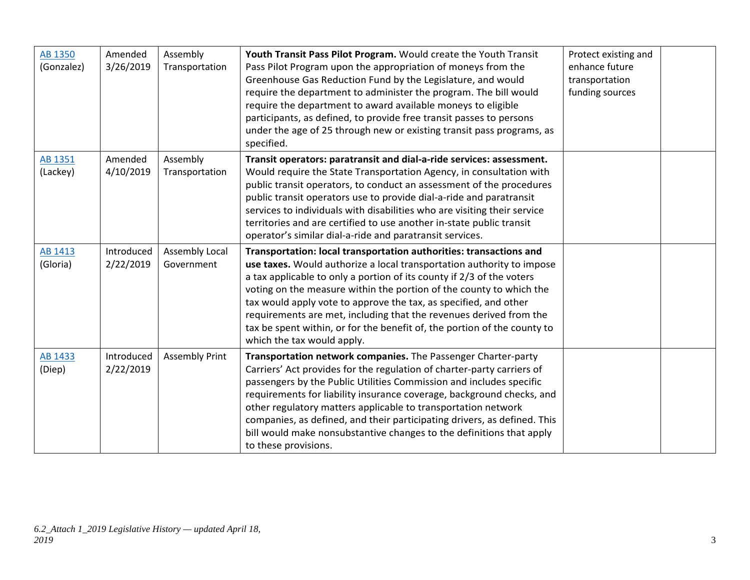| AB 1350 (Gonzalez) | Amended 3/26/2019 | Assembly Transportation | **Youth Transit Pass Pilot Program.** Would create the Youth Transit Pass Pilot Program upon the appropriation of moneys from the Greenhouse Gas Reduction Fund by the Legislature, and would require the department to administer the program. The bill would require the department to award available moneys to eligible participants, as defined, to provide free transit passes to persons under the age of 25 through new or existing transit pass programs, as specified. | Protect existing and enhance future transportation funding sources | |
|---|---|---|---|---|---|
| AB 1351 (Lackey) | Amended 4/10/2019 | Assembly Transportation | **Transit operators: paratransit and dial-a-ride services: assessment.** Would require the State Transportation Agency, in consultation with public transit operators, to conduct an assessment of the procedures public transit operators use to provide dial-a-ride and paratransit services to individuals with disabilities who are visiting their service territories and are certified to use another in-state public transit operator's similar dial-a-ride and paratransit services. | | |
| AB 1413 (Gloria) | Introduced 2/22/2019 | Assembly Local Government | **Transportation: local transportation authorities: transactions and use taxes.** Would authorize a local transportation authority to impose a tax applicable to only a portion of its county if 2/3 of the voters voting on the measure within the portion of the county to which the tax would apply vote to approve the tax, as specified, and other requirements are met, including that the revenues derived from the tax be spent within, or for the benefit of, the portion of the county to which the tax would apply. | | |
| AB 1433 (Diep) | Introduced 2/22/2019 | Assembly Print | **Transportation network companies.** The Passenger Charter-party Carriers' Act provides for the regulation of charter-party carriers of passengers by the Public Utilities Commission and includes specific requirements for liability insurance coverage, background checks, and other regulatory matters applicable to transportation network companies, as defined, and their participating drivers, as defined. This bill would make nonsubstantive changes to the definitions that apply to these provisions. | | |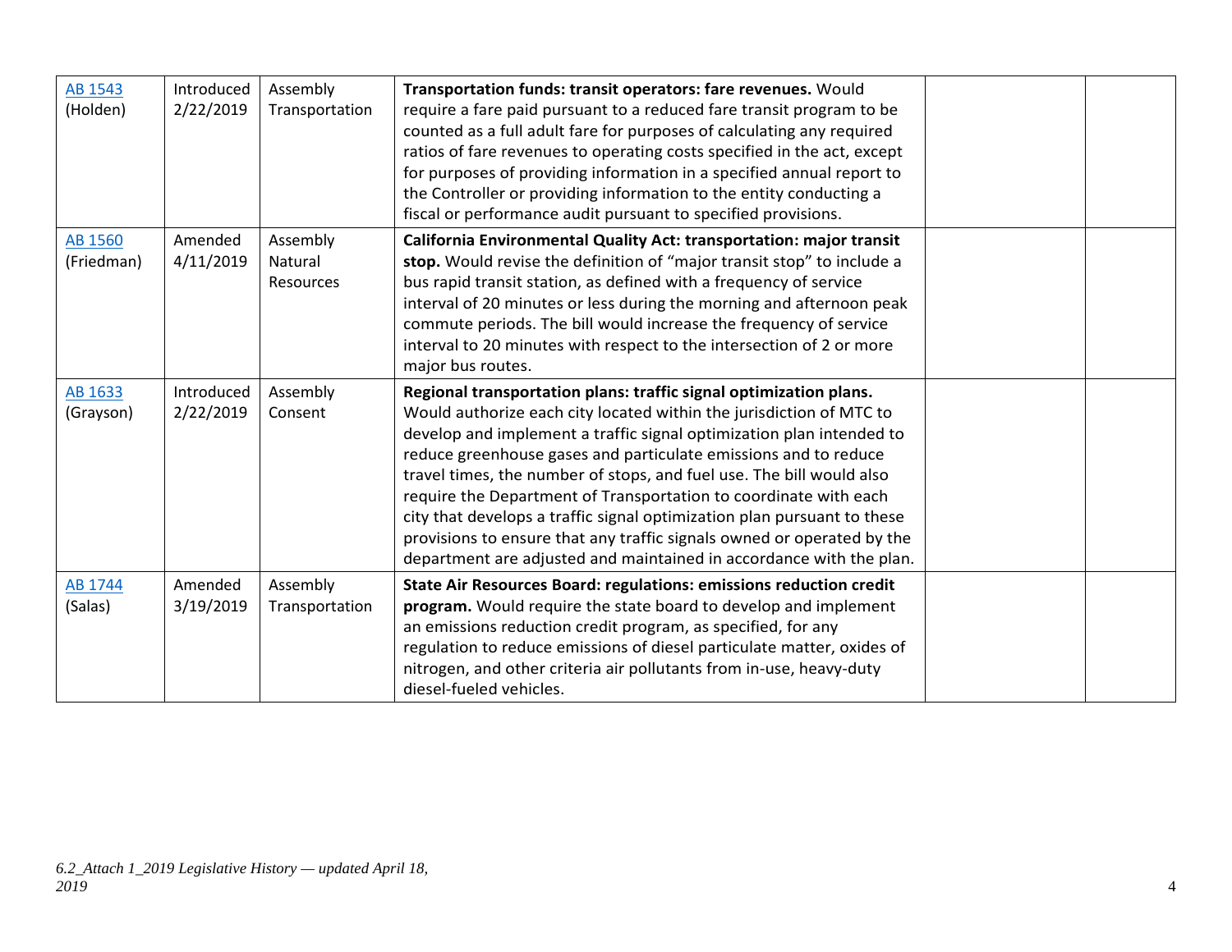| | | | | | |
|---|---|---|---|---|---|
| AB 1543 (Holden) | Introduced 2/22/2019 | Assembly Transportation | **Transportation funds: transit operators: fare revenues.** Would require a fare paid pursuant to a reduced fare transit program to be counted as a full adult fare for purposes of calculating any required ratios of fare revenues to operating costs specified in the act, except for purposes of providing information in a specified annual report to the Controller or providing information to the entity conducting a fiscal or performance audit pursuant to specified provisions. | | |
| AB 1560 (Friedman) | Amended 4/11/2019 | Assembly Natural Resources | **California Environmental Quality Act: transportation: major transit stop.** Would revise the definition of "major transit stop" to include a bus rapid transit station, as defined with a frequency of service interval of 20 minutes or less during the morning and afternoon peak commute periods. The bill would increase the frequency of service interval to 20 minutes with respect to the intersection of 2 or more major bus routes. | | |
| AB 1633 (Grayson) | Introduced 2/22/2019 | Assembly Consent | **Regional transportation plans: traffic signal optimization plans.** Would authorize each city located within the jurisdiction of MTC to develop and implement a traffic signal optimization plan intended to reduce greenhouse gases and particulate emissions and to reduce travel times, the number of stops, and fuel use. The bill would also require the Department of Transportation to coordinate with each city that develops a traffic signal optimization plan pursuant to these provisions to ensure that any traffic signals owned or operated by the department are adjusted and maintained in accordance with the plan. | | |
| AB 1744 (Salas) | Amended 3/19/2019 | Assembly Transportation | **State Air Resources Board: regulations: emissions reduction credit program.** Would require the state board to develop and implement an emissions reduction credit program, as specified, for any regulation to reduce emissions of diesel particulate matter, oxides of nitrogen, and other criteria air pollutants from in-use, heavy-duty diesel-fueled vehicles. | | |

*6.2_Attach 1_2019 Legislative History — updated April 18, 2019*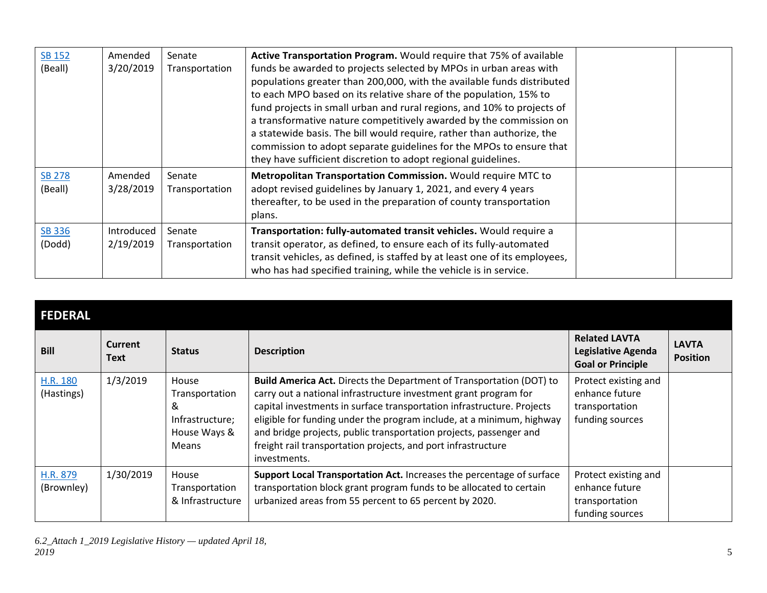| | | | | | |
|---|---|---|---|---|---|
| SB 152 (Beall) | Amended 3/20/2019 | Senate Transportation | **Active Transportation Program.** Would require that 75% of available funds be awarded to projects selected by MPOs in urban areas with populations greater than 200,000, with the available funds distributed to each MPO based on its relative share of the population, 15% to fund projects in small urban and rural regions, and 10% to projects of a transformative nature competitively awarded by the commission on a statewide basis. The bill would require, rather than authorize, the commission to adopt separate guidelines for the MPOs to ensure that they have sufficient discretion to adopt regional guidelines. | | |
| SB 278 (Beall) | Amended 3/28/2019 | Senate Transportation | **Metropolitan Transportation Commission.** Would require MTC to adopt revised guidelines by January 1, 2021, and every 4 years thereafter, to be used in the preparation of county transportation plans. | | |
| SB 336 (Dodd) | Introduced 2/19/2019 | Senate Transportation | **Transportation: fully-automated transit vehicles.** Would require a transit operator, as defined, to ensure each of its fully-automated transit vehicles, as defined, is staffed by at least one of its employees, who has had specified training, while the vehicle is in service. | | |

## FEDERAL

| Bill | Current Text | Status | Description | Related LAVTA Legislative Agenda Goal or Principle | LAVTA Position |
|---|---|---|---|---|---|
| H.R. 180 (Hastings) | 1/3/2019 | House Transportation & Infrastructure; House Ways & Means | **Build America Act.** Directs the Department of Transportation (DOT) to carry out a national infrastructure investment grant program for capital investments in surface transportation infrastructure. Projects eligible for funding under the program include, at a minimum, highway and bridge projects, public transportation projects, passenger and freight rail transportation projects, and port infrastructure investments. | Protect existing and enhance future transportation funding sources | |
| H.R. 879 (Brownley) | 1/30/2019 | House Transportation & Infrastructure | **Support Local Transportation Act.** Increases the percentage of surface transportation block grant program funds to be allocated to certain urbanized areas from 55 percent to 65 percent by 2020. | Protect existing and enhance future transportation funding sources | |

*6.2_Attach 1_2019 Legislative History — updated April 18, 2019*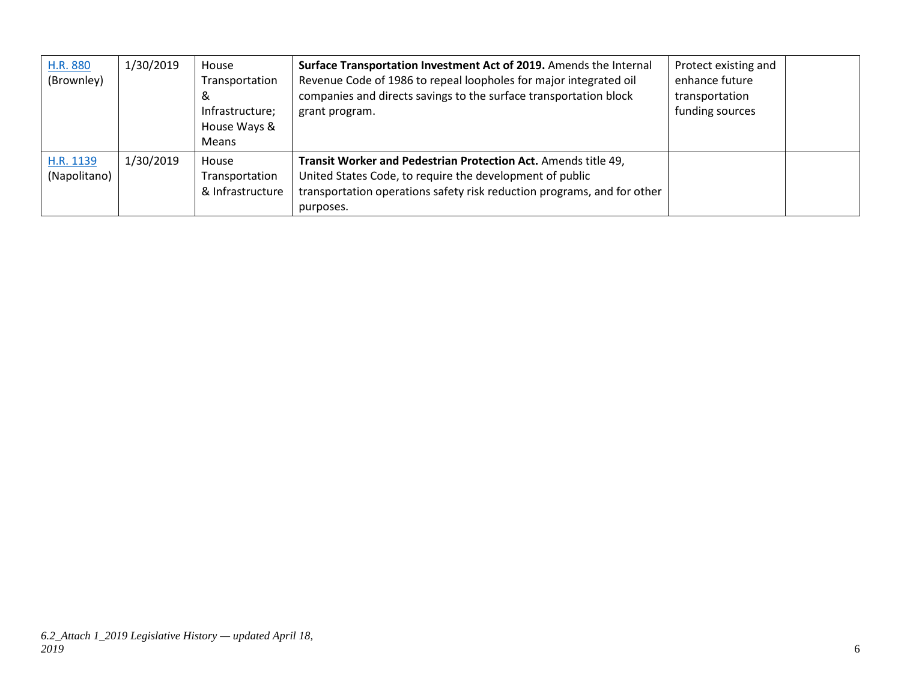| | | | | | |
|---|---|---|---|---|---|
| H.R. 880 (Brownley) | 1/30/2019 | House Transportation & Infrastructure; House Ways & Means | **Surface Transportation Investment Act of 2019.** Amends the Internal Revenue Code of 1986 to repeal loopholes for major integrated oil companies and directs savings to the surface transportation block grant program. | Protect existing and enhance future transportation funding sources | |
| H.R. 1139 (Napolitano) | 1/30/2019 | House Transportation & Infrastructure | **Transit Worker and Pedestrian Protection Act.** Amends title 49, United States Code, to require the development of public transportation operations safety risk reduction programs, and for other purposes. | | |

*6.2_Attach 1_2019 Legislative History — updated April 18, 2019*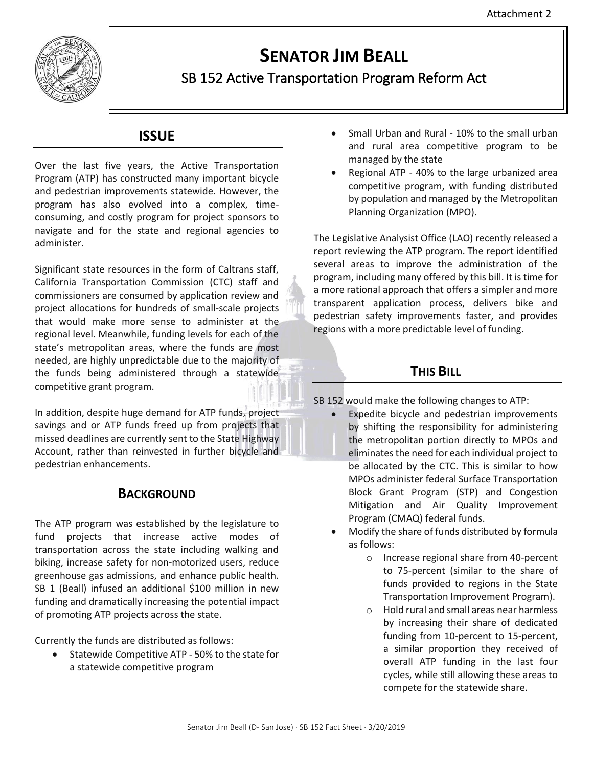Attachment 2

# SENATOR JIM BEALL

## SB 152 Active Transportation Program Reform Act

## ISSUE

Over the last five years, the Active Transportation Program (ATP) has constructed many important bicycle and pedestrian improvements statewide. However, the program has also evolved into a complex, time-consuming, and costly program for project sponsors to navigate and for the state and regional agencies to administer.

Significant state resources in the form of Caltrans staff, California Transportation Commission (CTC) staff and commissioners are consumed by application review and project allocations for hundreds of small-scale projects that would make more sense to administer at the regional level. Meanwhile, funding levels for each of the state's metropolitan areas, where the funds are most needed, are highly unpredictable due to the majority of the funds being administered through a statewide competitive grant program.

In addition, despite huge demand for ATP funds, project savings and or ATP funds freed up from projects that missed deadlines are currently sent to the State Highway Account, rather than reinvested in further bicycle and pedestrian enhancements.

## BACKGROUND

The ATP program was established by the legislature to fund projects that increase active modes of transportation across the state including walking and biking, increase safety for non-motorized users, reduce greenhouse gas admissions, and enhance public health. SB 1 (Beall) infused an additional $100 million in new funding and dramatically increasing the potential impact of promoting ATP projects across the state.

Currently the funds are distributed as follows:

- Statewide Competitive ATP - 50% to the state for a statewide competitive program
- Small Urban and Rural - 10% to the small urban and rural area competitive program to be managed by the state
- Regional ATP - 40% to the large urbanized area competitive program, with funding distributed by population and managed by the Metropolitan Planning Organization (MPO).

The Legislative Analysist Office (LAO) recently released a report reviewing the ATP program. The report identified several areas to improve the administration of the program, including many offered by this bill. It is time for a more rational approach that offers a simpler and more transparent application process, delivers bike and pedestrian safety improvements faster, and provides regions with a more predictable level of funding.

## THIS BILL

SB 152 would make the following changes to ATP:

- Expedite bicycle and pedestrian improvements by shifting the responsibility for administering the metropolitan portion directly to MPOs and eliminates the need for each individual project to be allocated by the CTC. This is similar to how MPOs administer federal Surface Transportation Block Grant Program (STP) and Congestion Mitigation and Air Quality Improvement Program (CMAQ) federal funds.
- Modify the share of funds distributed by formula as follows:
  - Increase regional share from 40-percent to 75-percent (similar to the share of funds provided to regions in the State Transportation Improvement Program).
  - Hold rural and small areas near harmless by increasing their share of dedicated funding from 10-percent to 15-percent, a similar proportion they received of overall ATP funding in the last four cycles, while still allowing these areas to compete for the statewide share.

Senator Jim Beall (D- San Jose) · SB 152 Fact Sheet · 3/20/2019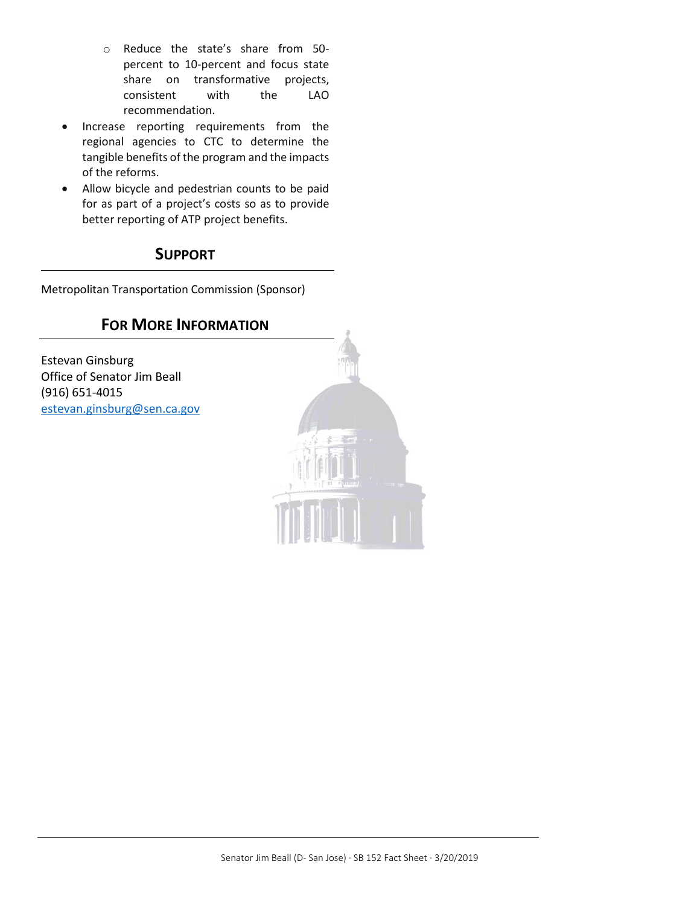- Reduce the state's share from 50-percent to 10-percent and focus state share on transformative projects, consistent with the LAO recommendation.
- Increase reporting requirements from the regional agencies to CTC to determine the tangible benefits of the program and the impacts of the reforms.
- Allow bicycle and pedestrian counts to be paid for as part of a project's costs so as to provide better reporting of ATP project benefits.

## SUPPORT

Metropolitan Transportation Commission (Sponsor)

## FOR MORE INFORMATION

Estevan Ginsburg
Office of Senator Jim Beall
(916) 651-4015
estevan.ginsburg@sen.ca.gov